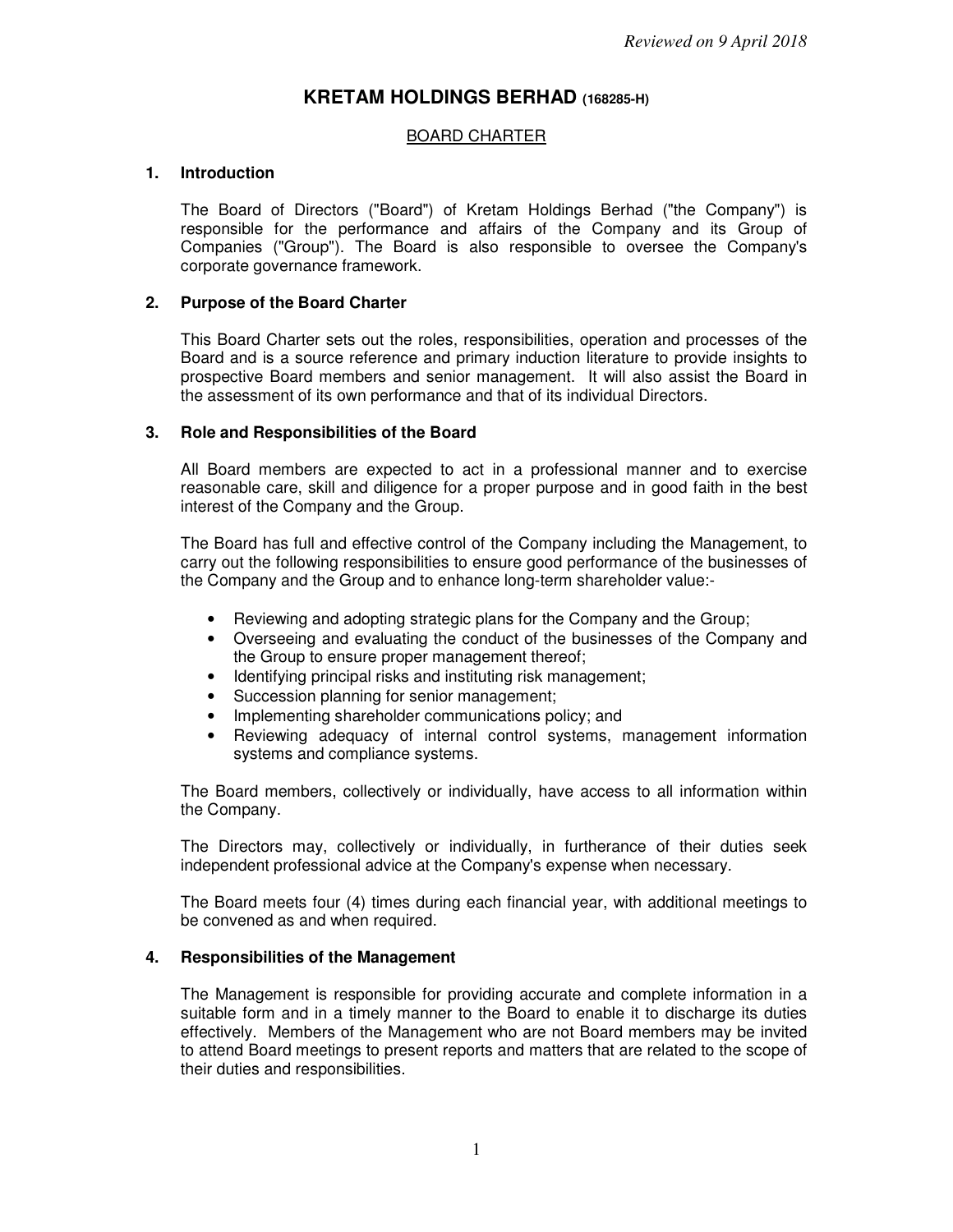*Reviewed on 9 April 2018*

# KRETAM HOLDINGS BERHAD (168285-H)

## BOARD CHARTER

### 1. Introduction

The Board of Directors ("Board") of Kretam Holdings Berhad ("the Company") is responsible for the performance and affairs of the Company and its Group of Companies ("Group"). The Board is also responsible to oversee the Company's corporate governance framework.

### 2. Purpose of the Board Charter

This Board Charter sets out the roles, responsibilities, operation and processes of the Board and is a source reference and primary induction literature to provide insights to prospective Board members and senior management. It will also assist the Board in the assessment of its own performance and that of its individual Directors.

### 3. Role and Responsibilities of the Board

All Board members are expected to act in a professional manner and to exercise reasonable care, skill and diligence for a proper purpose and in good faith in the best interest of the Company and the Group.

The Board has full and effective control of the Company including the Management, to carry out the following responsibilities to ensure good performance of the businesses of the Company and the Group and to enhance long-term shareholder value:-

- Reviewing and adopting strategic plans for the Company and the Group;
- Overseeing and evaluating the conduct of the businesses of the Company and the Group to ensure proper management thereof;
- Identifying principal risks and instituting risk management;
- Succession planning for senior management;
- Implementing shareholder communications policy; and
- Reviewing adequacy of internal control systems, management information systems and compliance systems.

The Board members, collectively or individually, have access to all information within the Company.

The Directors may, collectively or individually, in furtherance of their duties seek independent professional advice at the Company's expense when necessary.

The Board meets four (4) times during each financial year, with additional meetings to be convened as and when required.

### 4. Responsibilities of the Management

The Management is responsible for providing accurate and complete information in a suitable form and in a timely manner to the Board to enable it to discharge its duties effectively. Members of the Management who are not Board members may be invited to attend Board meetings to present reports and matters that are related to the scope of their duties and responsibilities.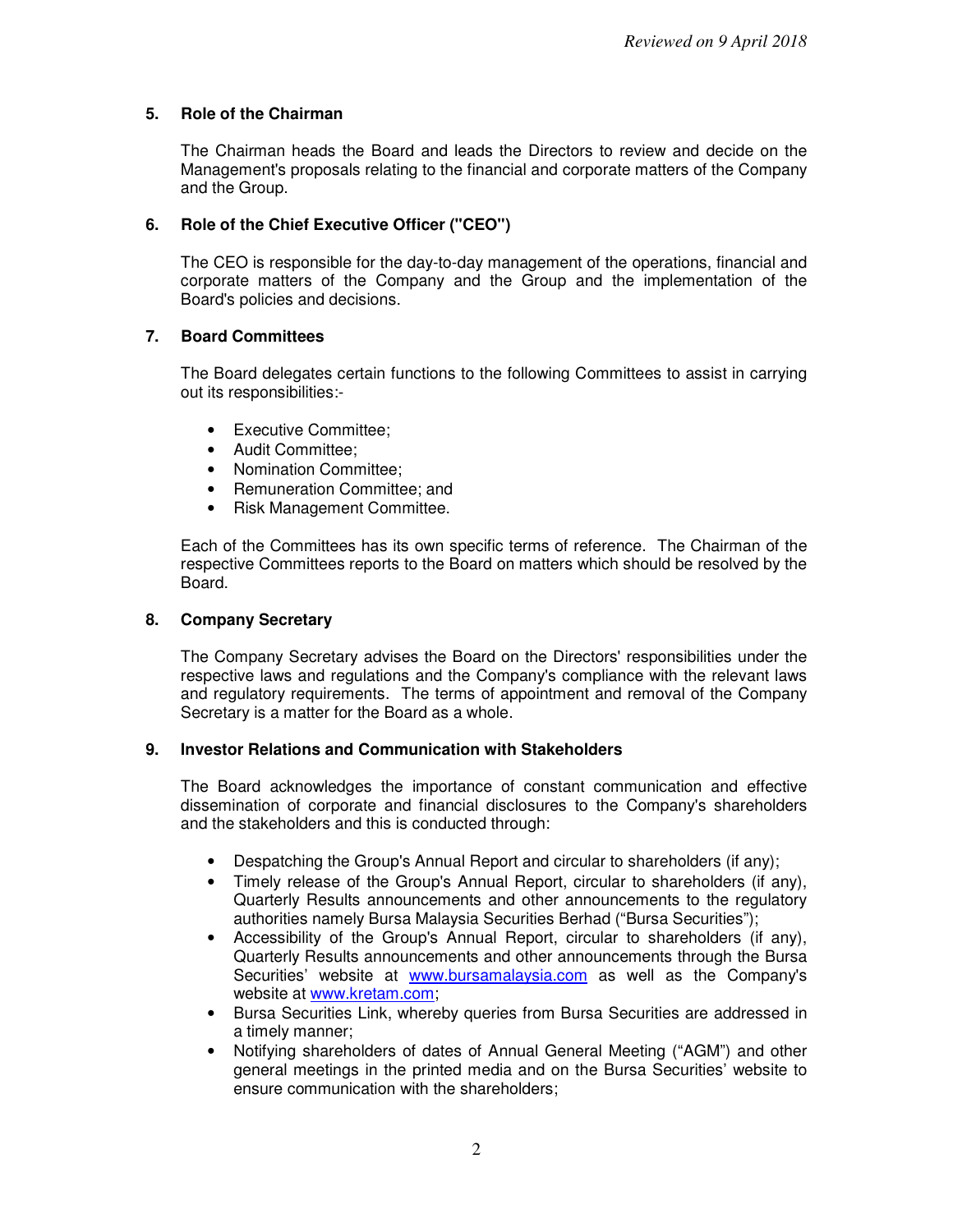## 5. Role of the Chairman

The Chairman heads the Board and leads the Directors to review and decide on the Management's proposals relating to the financial and corporate matters of the Company and the Group.

## 6. Role of the Chief Executive Officer ("CEO")

The CEO is responsible for the day-to-day management of the operations, financial and corporate matters of the Company and the Group and the implementation of the Board's policies and decisions.

## 7. Board Committees

The Board delegates certain functions to the following Committees to assist in carrying out its responsibilities:-

- Executive Committee;
- Audit Committee;
- Nomination Committee;
- Remuneration Committee; and
- Risk Management Committee.

Each of the Committees has its own specific terms of reference. The Chairman of the respective Committees reports to the Board on matters which should be resolved by the Board.

## 8. Company Secretary

The Company Secretary advises the Board on the Directors' responsibilities under the respective laws and regulations and the Company's compliance with the relevant laws and regulatory requirements. The terms of appointment and removal of the Company Secretary is a matter for the Board as a whole.

## 9. Investor Relations and Communication with Stakeholders

The Board acknowledges the importance of constant communication and effective dissemination of corporate and financial disclosures to the Company's shareholders and the stakeholders and this is conducted through:

- Despatching the Group's Annual Report and circular to shareholders (if any);
- Timely release of the Group's Annual Report, circular to shareholders (if any), Quarterly Results announcements and other announcements to the regulatory authorities namely Bursa Malaysia Securities Berhad ("Bursa Securities");
- Accessibility of the Group's Annual Report, circular to shareholders (if any), Quarterly Results announcements and other announcements through the Bursa Securities' website at www.bursamalaysia.com as well as the Company's website at www.kretam.com;
- Bursa Securities Link, whereby queries from Bursa Securities are addressed in a timely manner;
- Notifying shareholders of dates of Annual General Meeting ("AGM") and other general meetings in the printed media and on the Bursa Securities' website to ensure communication with the shareholders;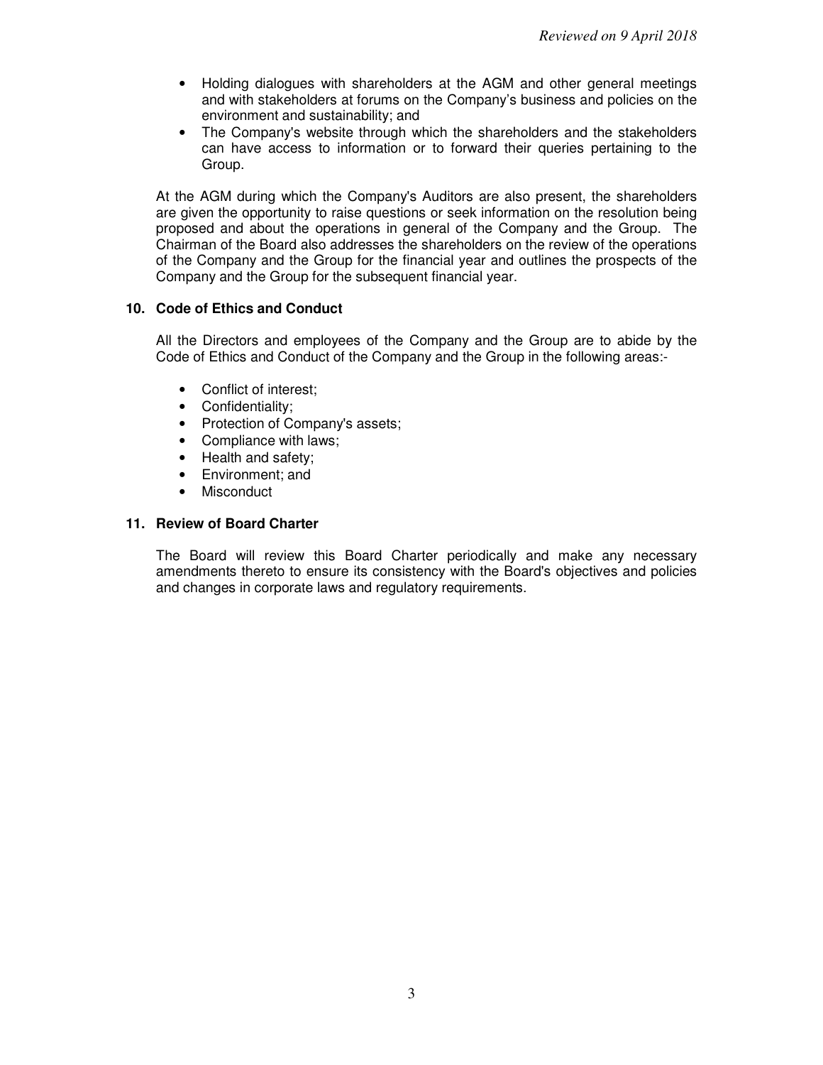- Holding dialogues with shareholders at the AGM and other general meetings and with stakeholders at forums on the Company's business and policies on the environment and sustainability; and
- The Company's website through which the shareholders and the stakeholders can have access to information or to forward their queries pertaining to the Group.

At the AGM during which the Company's Auditors are also present, the shareholders are given the opportunity to raise questions or seek information on the resolution being proposed and about the operations in general of the Company and the Group. The Chairman of the Board also addresses the shareholders on the review of the operations of the Company and the Group for the financial year and outlines the prospects of the Company and the Group for the subsequent financial year.

### 10. Code of Ethics and Conduct

All the Directors and employees of the Company and the Group are to abide by the Code of Ethics and Conduct of the Company and the Group in the following areas:-

- Conflict of interest;
- Confidentiality;
- Protection of Company's assets;
- Compliance with laws;
- Health and safety;
- Environment; and
- Misconduct

### 11. Review of Board Charter

The Board will review this Board Charter periodically and make any necessary amendments thereto to ensure its consistency with the Board's objectives and policies and changes in corporate laws and regulatory requirements.